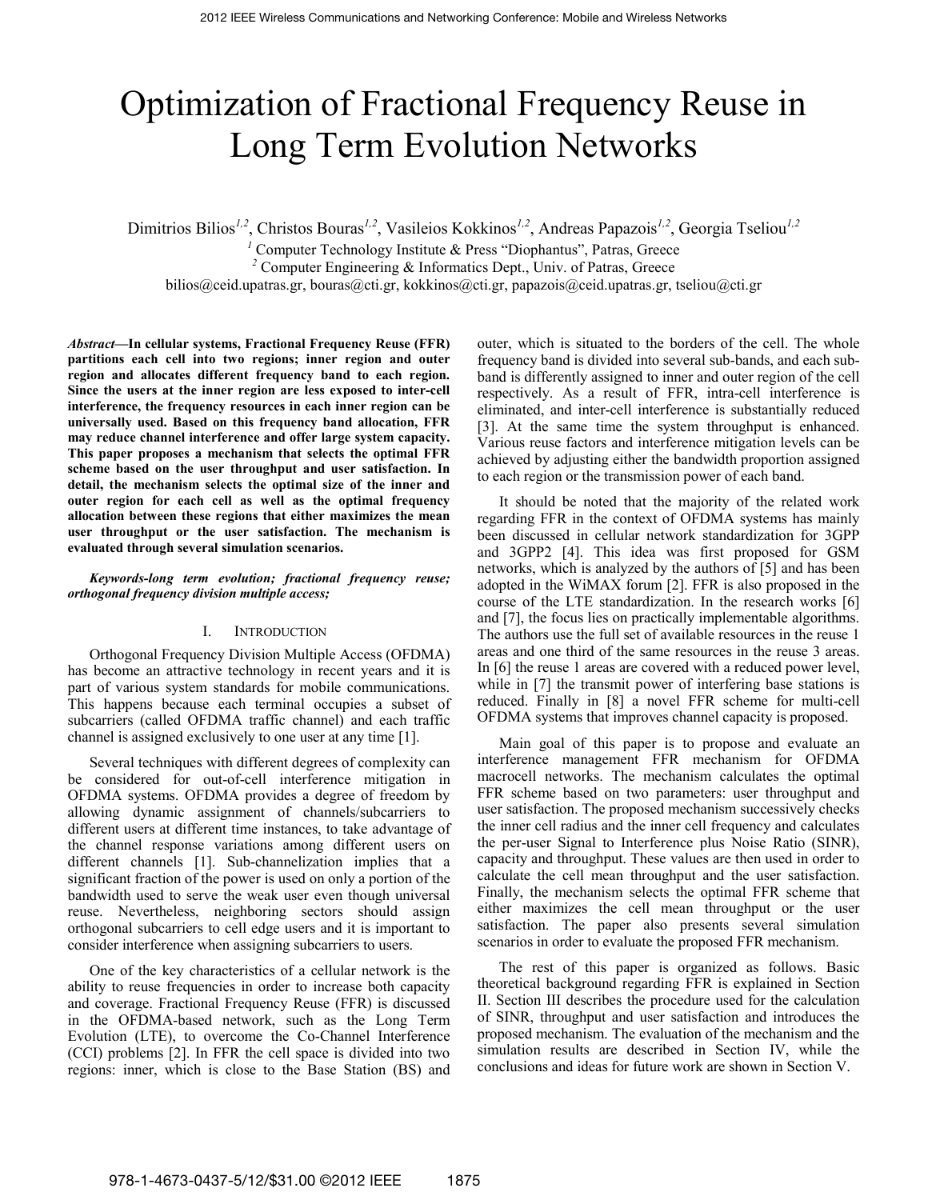# Optimization of Fractional Frequency Reuse in Long Term Evolution Networks

Dimitrios Bilios[1,2], Christos Bouras[1,2], Vasileios Kokkinos[1,2], Andreas Papazois[1,2], Georgia Tseliou[1,2]

[1] Computer Technology Institute & Press "Diophantus", Patras, Greece

[2] Computer Engineering & Informatics Dept., Univ. of Patras, Greece

bilios@ceid.upatras.gr, bouras@cti.gr, kokkinos@cti.gr, papazois@ceid.upatras.gr, tseliou@cti.gr

***Abstract*—In cellular systems, Fractional Frequency Reuse (FFR) partitions each cell into two regions; inner region and outer region and allocates different frequency band to each region. Since the users at the inner region are less exposed to inter-cell interference, the frequency resources in each inner region can be universally used. Based on this frequency band allocation, FFR may reduce channel interference and offer large system capacity. This paper proposes a mechanism that selects the optimal FFR scheme based on the user throughput and user satisfaction. In detail, the mechanism selects the optimal size of the inner and outer region for each cell as well as the optimal frequency allocation between these regions that either maximizes the mean user throughput or the user satisfaction. The mechanism is evaluated through several simulation scenarios.**

***Keywords-long term evolution; fractional frequency reuse; orthogonal frequency division multiple access;***

## I. Introduction

Orthogonal Frequency Division Multiple Access (OFDMA) has become an attractive technology in recent years and it is part of various system standards for mobile communications. This happens because each terminal occupies a subset of subcarriers (called OFDMA traffic channel) and each traffic channel is assigned exclusively to one user at any time [1].

Several techniques with different degrees of complexity can be considered for out-of-cell interference mitigation in OFDMA systems. OFDMA provides a degree of freedom by allowing dynamic assignment of channels/subcarriers to different users at different time instances, to take advantage of the channel response variations among different users on different channels [1]. Sub-channelization implies that a significant fraction of the power is used on only a portion of the bandwidth used to serve the weak user even though universal reuse. Nevertheless, neighboring sectors should assign orthogonal subcarriers to cell edge users and it is important to consider interference when assigning subcarriers to users.

One of the key characteristics of a cellular network is the ability to reuse frequencies in order to increase both capacity and coverage. Fractional Frequency Reuse (FFR) is discussed in the OFDMA-based network, such as the Long Term Evolution (LTE), to overcome the Co-Channel Interference (CCI) problems [2]. In FFR the cell space is divided into two regions: inner, which is close to the Base Station (BS) and outer, which is situated to the borders of the cell. The whole frequency band is divided into several sub-bands, and each sub-band is differently assigned to inner and outer region of the cell respectively. As a result of FFR, intra-cell interference is eliminated, and inter-cell interference is substantially reduced [3]. At the same time the system throughput is enhanced. Various reuse factors and interference mitigation levels can be achieved by adjusting either the bandwidth proportion assigned to each region or the transmission power of each band.

It should be noted that the majority of the related work regarding FFR in the context of OFDMA systems has mainly been discussed in cellular network standardization for 3GPP and 3GPP2 [4]. This idea was first proposed for GSM networks, which is analyzed by the authors of [5] and has been adopted in the WiMAX forum [2]. FFR is also proposed in the course of the LTE standardization. In the research works [6] and [7], the focus lies on practically implementable algorithms. The authors use the full set of available resources in the reuse 1 areas and one third of the same resources in the reuse 3 areas. In [6] the reuse 1 areas are covered with a reduced power level, while in [7] the transmit power of interfering base stations is reduced. Finally in [8] a novel FFR scheme for multi-cell OFDMA systems that improves channel capacity is proposed.

Main goal of this paper is to propose and evaluate an interference management FFR mechanism for OFDMA macrocell networks. The mechanism calculates the optimal FFR scheme based on two parameters: user throughput and user satisfaction. The proposed mechanism successively checks the inner cell radius and the inner cell frequency and calculates the per-user Signal to Interference plus Noise Ratio (SINR), capacity and throughput. These values are then used in order to calculate the cell mean throughput and the user satisfaction. Finally, the mechanism selects the optimal FFR scheme that either maximizes the cell mean throughput or the user satisfaction. The paper also presents several simulation scenarios in order to evaluate the proposed FFR mechanism.

The rest of this paper is organized as follows. Basic theoretical background regarding FFR is explained in Section II. Section III describes the procedure used for the calculation of SINR, throughput and user satisfaction and introduces the proposed mechanism. The evaluation of the mechanism and the simulation results are described in Section IV, while the conclusions and ideas for future work are shown in Section V.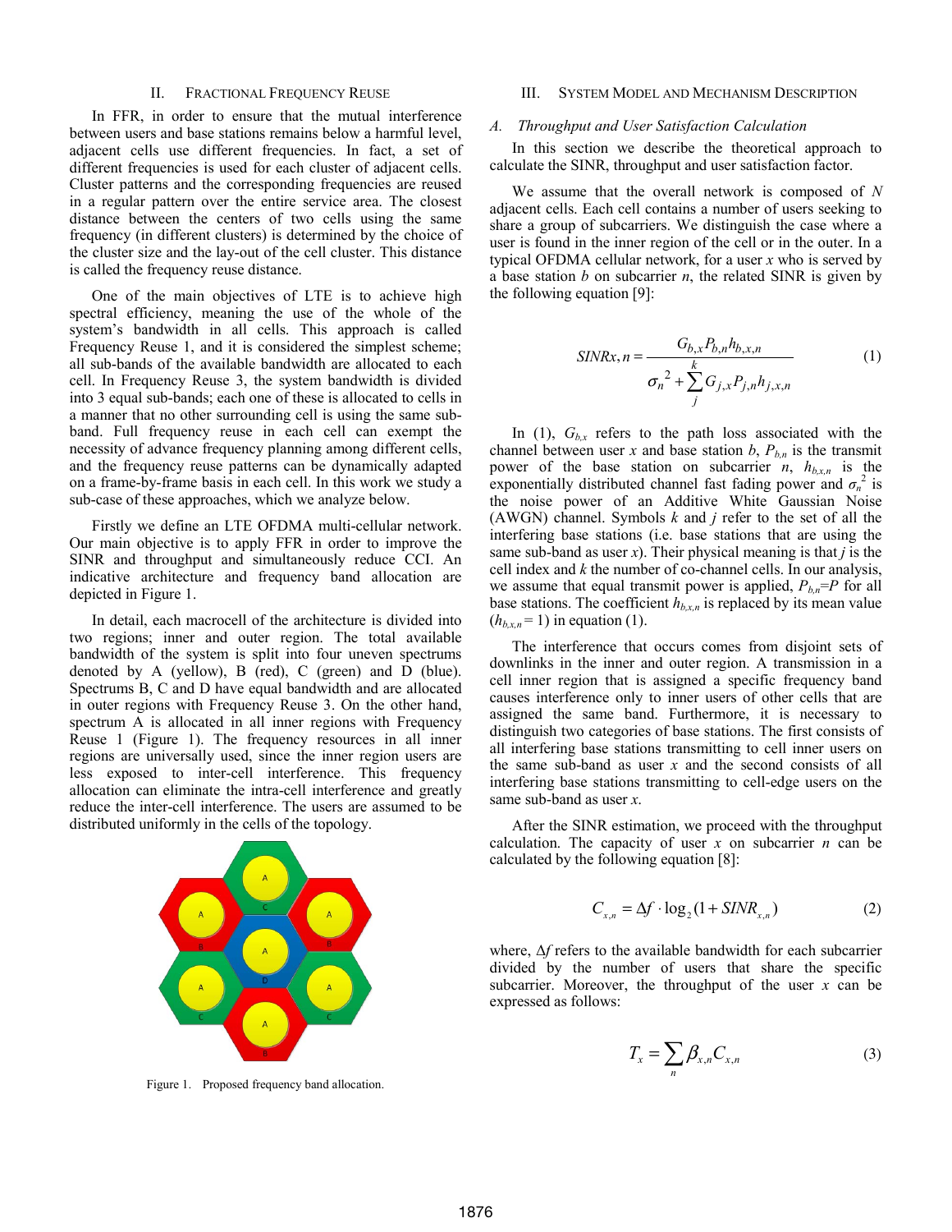## II. Fractional Frequency Reuse

In FFR, in order to ensure that the mutual interference between users and base stations remains below a harmful level, adjacent cells use different frequencies. In fact, a set of different frequencies is used for each cluster of adjacent cells. Cluster patterns and the corresponding frequencies are reused in a regular pattern over the entire service area. The closest distance between the centers of two cells using the same frequency (in different clusters) is determined by the choice of the cluster size and the lay-out of the cell cluster. This distance is called the frequency reuse distance.

One of the main objectives of LTE is to achieve high spectral efficiency, meaning the use of the whole of the system's bandwidth in all cells. This approach is called Frequency Reuse 1, and it is considered the simplest scheme; all sub-bands of the available bandwidth are allocated to each cell. In Frequency Reuse 3, the system bandwidth is divided into 3 equal sub-bands; each one of these is allocated to cells in a manner that no other surrounding cell is using the same sub-band. Full frequency reuse in each cell can exempt the necessity of advance frequency planning among different cells, and the frequency reuse patterns can be dynamically adapted on a frame-by-frame basis in each cell. In this work we study a sub-case of these approaches, which we analyze below.

Firstly we define an LTE OFDMA multi-cellular network. Our main objective is to apply FFR in order to improve the SINR and throughput and simultaneously reduce CCI. An indicative architecture and frequency band allocation are depicted in Figure 1.

In detail, each macrocell of the architecture is divided into two regions; inner and outer region. The total available bandwidth of the system is split into four uneven spectrums denoted by A (yellow), B (red), C (green) and D (blue). Spectrums B, C and D have equal bandwidth and are allocated in outer regions with Frequency Reuse 3. On the other hand, spectrum A is allocated in all inner regions with Frequency Reuse 1 (Figure 1). The frequency resources in all inner regions are universally used, since the inner region users are less exposed to inter-cell interference. This frequency allocation can eliminate the intra-cell interference and greatly reduce the inter-cell interference. The users are assumed to be distributed uniformly in the cells of the topology.

Figure 1. Proposed frequency band allocation.

## III. System Model and Mechanism Description

### A. Throughput and User Satisfaction Calculation

In this section we describe the theoretical approach to calculate the SINR, throughput and user satisfaction factor.

We assume that the overall network is composed of $N$ adjacent cells. Each cell contains a number of users seeking to share a group of subcarriers. We distinguish the case where a user is found in the inner region of the cell or in the outer. In a typical OFDMA cellular network, for a user $x$ who is served by a base station $b$ on subcarrier $n$, the related SINR is given by the following equation [9]:

$$SINRx,n = \frac{G_{b,x}P_{b,n}h_{b,x,n}}{\sigma_n^{\,2} + \sum_{j}^{k} G_{j,x}P_{j,n}h_{j,x,n}} \tag{1}$$

In (1), $G_{b,x}$ refers to the path loss associated with the channel between user $x$ and base station $b$, $P_{b,n}$ is the transmit power of the base station on subcarrier $n$, $h_{b,x,n}$ is the exponentially distributed channel fast fading power and $\sigma_n^{\,2}$ is the noise power of an Additive White Gaussian Noise (AWGN) channel. Symbols $k$ and $j$ refer to the set of all the interfering base stations (i.e. base stations that are using the same sub-band as user $x$). Their physical meaning is that $j$ is the cell index and $k$ the number of co-channel cells. In our analysis, we assume that equal transmit power is applied, $P_{b,n}=P$ for all base stations. The coefficient $h_{b,x,n}$ is replaced by its mean value ($h_{b,x,n} = 1$) in equation (1).

The interference that occurs comes from disjoint sets of downlinks in the inner and outer region. A transmission in a cell inner region that is assigned a specific frequency band causes interference only to inner users of other cells that are assigned the same band. Furthermore, it is necessary to distinguish two categories of base stations. The first consists of all interfering base stations transmitting to cell inner users on the same sub-band as user $x$ and the second consists of all interfering base stations transmitting to cell-edge users on the same sub-band as user $x$.

After the SINR estimation, we proceed with the throughput calculation. The capacity of user $x$ on subcarrier $n$ can be calculated by the following equation [8]:

$$C_{x,n} = \Delta f \cdot \log_2(1 + SINR_{x,n}) \tag{2}$$

where, $\Delta f$ refers to the available bandwidth for each subcarrier divided by the number of users that share the specific subcarrier. Moreover, the throughput of the user $x$ can be expressed as follows:

$$T_x = \sum_{n} \beta_{x,n} C_{x,n} \tag{3}$$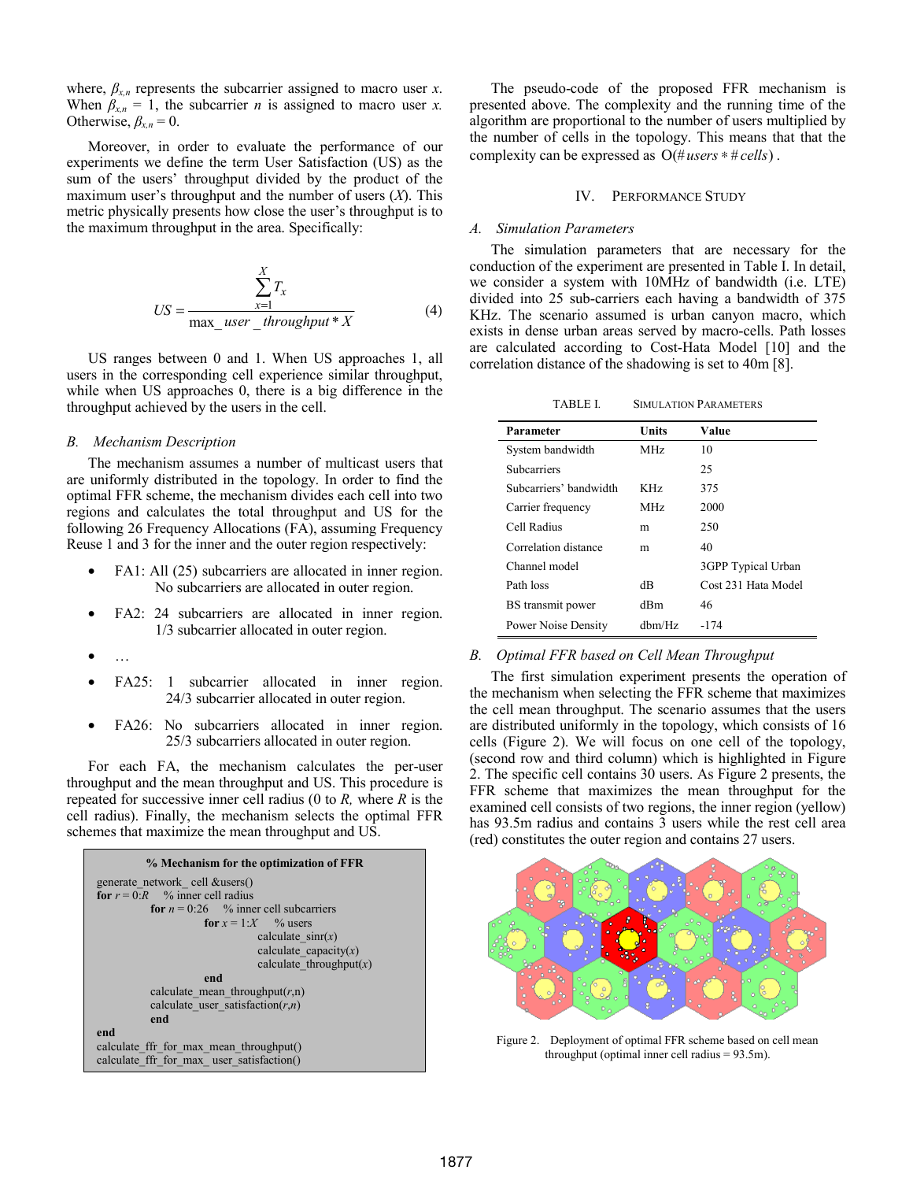where, $\beta_{x,n}$ represents the subcarrier assigned to macro user $x$. When $\beta_{x,n} = 1$, the subcarrier $n$ is assigned to macro user $x$. Otherwise, $\beta_{x,n} = 0$.

Moreover, in order to evaluate the performance of our experiments we define the term User Satisfaction (US) as the sum of the users' throughput divided by the product of the maximum user's throughput and the number of users ($X$). This metric physically presents how close the user's throughput is to the maximum throughput in the area. Specifically:

$$US = \frac{\sum_{x=1}^{X} T_x}{\max\_user\_throughput * X} \quad (4)$$

US ranges between 0 and 1. When US approaches 1, all users in the corresponding cell experience similar throughput, while when US approaches 0, there is a big difference in the throughput achieved by the users in the cell.

### *B. Mechanism Description*

The mechanism assumes a number of multicast users that are uniformly distributed in the topology. In order to find the optimal FFR scheme, the mechanism divides each cell into two regions and calculates the total throughput and US for the following 26 Frequency Allocations (FA), assuming Frequency Reuse 1 and 3 for the inner and the outer region respectively:

- FA1: All (25) subcarriers are allocated in inner region. No subcarriers are allocated in outer region.
- FA2: 24 subcarriers are allocated in inner region. 1/3 subcarrier allocated in outer region.
- …
- FA25: 1 subcarrier allocated in inner region. 24/3 subcarrier allocated in outer region.
- FA26: No subcarriers allocated in inner region. 25/3 subcarriers allocated in outer region.

For each FA, the mechanism calculates the per-user throughput and the mean throughput and US. This procedure is repeated for successive inner cell radius (0 to $R$, where $R$ is the cell radius). Finally, the mechanism selects the optimal FFR schemes that maximize the mean throughput and US.

```
% Mechanism for the optimization of FFR
generate_network_ cell &users()
for r = 0:R     % inner cell radius
        for n = 0:26     % inner cell subcarriers
                for x = 1:X     % users
                        calculate_sinr(x)
                        calculate_capacity(x)
                        calculate_throughput(x)
                end
        calculate_mean_throughput(r,n)
        calculate_user_satisfaction(r,n)
        end
end
calculate_ffr_for_max_mean_throughput()
calculate_ffr_for_max_user_satisfaction()
```

The pseudo-code of the proposed FFR mechanism is presented above. The complexity and the running time of the algorithm are proportional to the number of users multiplied by the number of cells in the topology. This means that the complexity can be expressed as $O(\#users * \#cells)$.

## IV. Performance Study

### *A. Simulation Parameters*

The simulation parameters that are necessary for the conduction of the experiment are presented in Table I. In detail, we consider a system with 10MHz of bandwidth (i.e. LTE) divided into 25 sub-carriers each having a bandwidth of 375 KHz. The scenario assumed is urban canyon macro, which exists in dense urban areas served by macro-cells. Path losses are calculated according to Cost-Hata Model [10] and the correlation distance of the shadowing is set to 40m [8].

TABLE I. Simulation Parameters

| Parameter | Units | Value |
|---|---|---|
| System bandwidth | MHz | 10 |
| Subcarriers | | 25 |
| Subcarriers' bandwidth | KHz | 375 |
| Carrier frequency | MHz | 2000 |
| Cell Radius | m | 250 |
| Correlation distance | m | 40 |
| Channel model | | 3GPP Typical Urban |
| Path loss | dB | Cost 231 Hata Model |
| BS transmit power | dBm | 46 |
| Power Noise Density | dbm/Hz | -174 |

### *B. Optimal FFR based on Cell Mean Throughput*

The first simulation experiment presents the operation of the mechanism when selecting the FFR scheme that maximizes the cell mean throughput. The scenario assumes that the users are distributed uniformly in the topology, which consists of 16 cells (Figure 2). We will focus on one cell of the topology, (second row and third column) which is highlighted in Figure 2. The specific cell contains 30 users. As Figure 2 presents, the FFR scheme that maximizes the mean throughput for the examined cell consists of two regions, the inner region (yellow) has 93.5m radius and contains 3 users while the rest cell area (red) constitutes the outer region and contains 27 users.

Figure 2. Deployment of optimal FFR scheme based on cell mean throughput (optimal inner cell radius = 93.5m).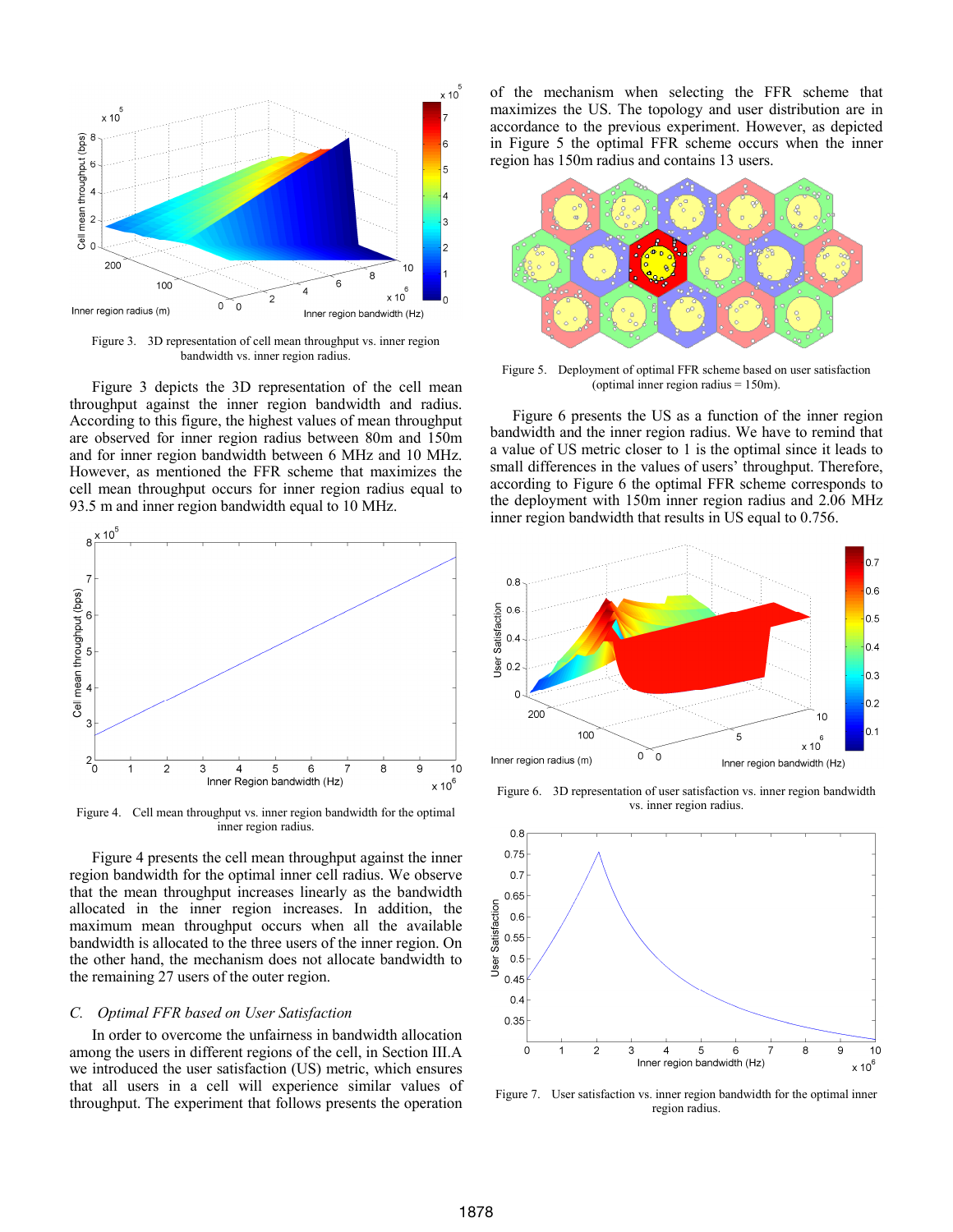Figure 3. 3D representation of cell mean throughput vs. inner region bandwidth vs. inner region radius.

Figure 3 depicts the 3D representation of the cell mean throughput against the inner region bandwidth and radius. According to this figure, the highest values of mean throughput are observed for inner region radius between 80m and 150m and for inner region bandwidth between 6 MHz and 10 MHz. However, as mentioned the FFR scheme that maximizes the cell mean throughput occurs for inner region radius equal to 93.5 m and inner region bandwidth equal to 10 MHz.

Figure 4. Cell mean throughput vs. inner region bandwidth for the optimal inner region radius.

Figure 4 presents the cell mean throughput against the inner region bandwidth for the optimal inner cell radius. We observe that the mean throughput increases linearly as the bandwidth allocated in the inner region increases. In addition, the maximum mean throughput occurs when all the available bandwidth is allocated to the three users of the inner region. On the other hand, the mechanism does not allocate bandwidth to the remaining 27 users of the outer region.

### *C. Optimal FFR based on User Satisfaction*

In order to overcome the unfairness in bandwidth allocation among the users in different regions of the cell, in Section III.A we introduced the user satisfaction (US) metric, which ensures that all users in a cell will experience similar values of throughput. The experiment that follows presents the operation of the mechanism when selecting the FFR scheme that maximizes the US. The topology and user distribution are in accordance to the previous experiment. However, as depicted in Figure 5 the optimal FFR scheme occurs when the inner region has 150m radius and contains 13 users.

Figure 5. Deployment of optimal FFR scheme based on user satisfaction (optimal inner region radius = 150m).

Figure 6 presents the US as a function of the inner region bandwidth and the inner region radius. We have to remind that a value of US metric closer to 1 is the optimal since it leads to small differences in the values of users' throughput. Therefore, according to Figure 6 the optimal FFR scheme corresponds to the deployment with 150m inner region radius and 2.06 MHz inner region bandwidth that results in US equal to 0.756.

Figure 6. 3D representation of user satisfaction vs. inner region bandwidth vs. inner region radius.

Figure 7. User satisfaction vs. inner region bandwidth for the optimal inner region radius.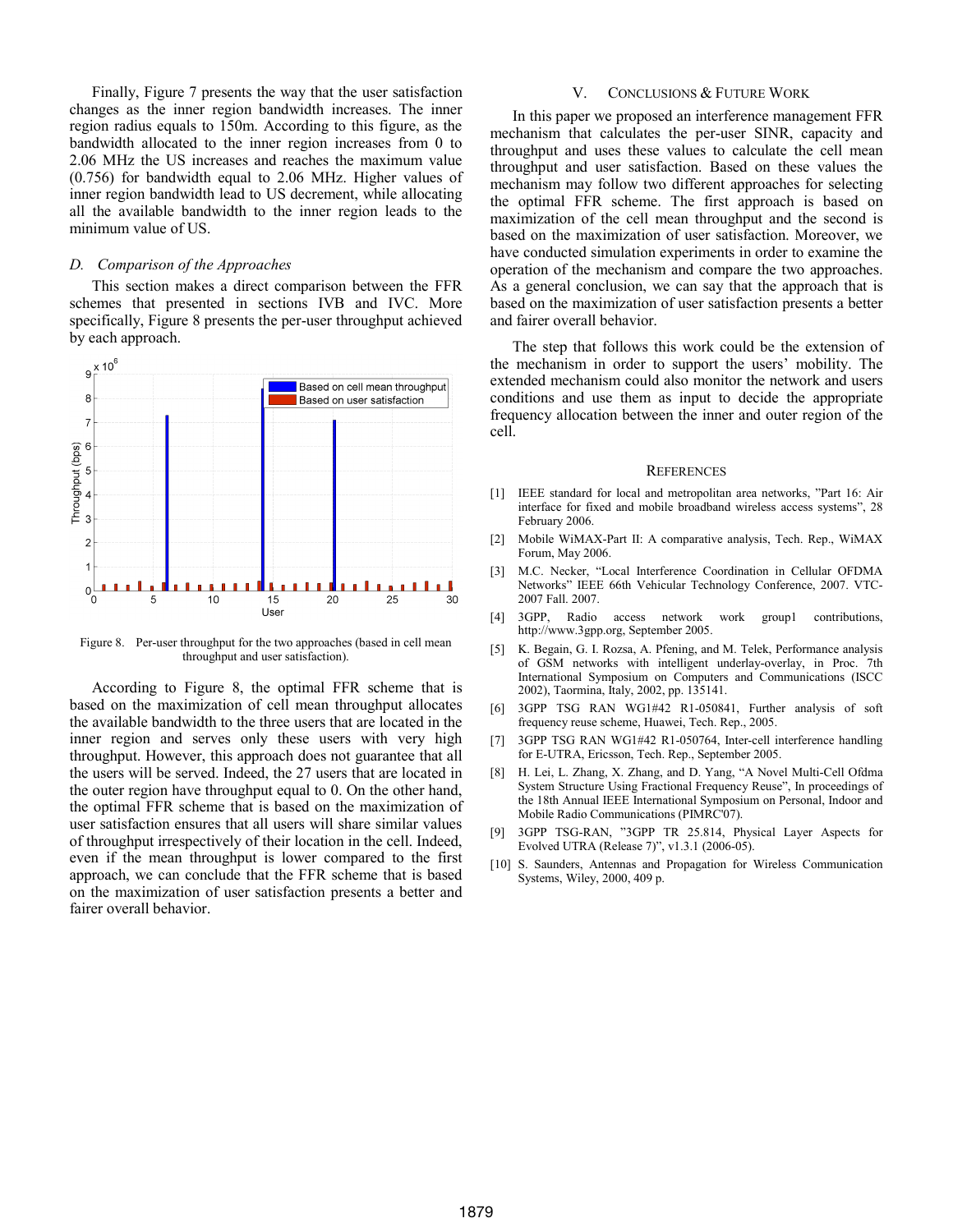Finally, Figure 7 presents the way that the user satisfaction changes as the inner region bandwidth increases. The inner region radius equals to 150m. According to this figure, as the bandwidth allocated to the inner region increases from 0 to 2.06 MHz the US increases and reaches the maximum value (0.756) for bandwidth equal to 2.06 MHz. Higher values of inner region bandwidth lead to US decrement, while allocating all the available bandwidth to the inner region leads to the minimum value of US.

### *D. Comparison of the Approaches*

This section makes a direct comparison between the FFR schemes that presented in sections IVB and IVC. More specifically, Figure 8 presents the per-user throughput achieved by each approach.

x 10^6
9
8
7
6
5
4
3
2
1
0
Throughput (bps)
0
5
10
15
20
25
30
User
Based on cell mean throughput
Based on user satisfaction

Figure 8. Per-user throughput for the two approaches (based in cell mean throughput and user satisfaction).

According to Figure 8, the optimal FFR scheme that is based on the maximization of cell mean throughput allocates the available bandwidth to the three users that are located in the inner region and serves only these users with very high throughput. However, this approach does not guarantee that all the users will be served. Indeed, the 27 users that are located in the outer region have throughput equal to 0. On the other hand, the optimal FFR scheme that is based on the maximization of user satisfaction ensures that all users will share similar values of throughput irrespectively of their location in the cell. Indeed, even if the mean throughput is lower compared to the first approach, we can conclude that the FFR scheme that is based on the maximization of user satisfaction presents a better and fairer overall behavior.

## V. CONCLUSIONS & FUTURE WORK

In this paper we proposed an interference management FFR mechanism that calculates the per-user SINR, capacity and throughput and uses these values to calculate the cell mean throughput and user satisfaction. Based on these values the mechanism may follow two different approaches for selecting the optimal FFR scheme. The first approach is based on maximization of the cell mean throughput and the second is based on the maximization of user satisfaction. Moreover, we have conducted simulation experiments in order to examine the operation of the mechanism and compare the two approaches. As a general conclusion, we can say that the approach that is based on the maximization of user satisfaction presents a better and fairer overall behavior.

The step that follows this work could be the extension of the mechanism in order to support the users' mobility. The extended mechanism could also monitor the network and users conditions and use them as input to decide the appropriate frequency allocation between the inner and outer region of the cell.

## REFERENCES

[1] IEEE standard for local and metropolitan area networks, "Part 16: Air interface for fixed and mobile broadband wireless access systems", 28 February 2006.

[2] Mobile WiMAX-Part II: A comparative analysis, Tech. Rep., WiMAX Forum, May 2006.

[3] M.C. Necker, "Local Interference Coordination in Cellular OFDMA Networks" IEEE 66th Vehicular Technology Conference, 2007. VTC-2007 Fall. 2007.

[4] 3GPP, Radio access network work group1 contributions, http://www.3gpp.org, September 2005.

[5] K. Begain, G. I. Rozsa, A. Pfening, and M. Telek, Performance analysis of GSM networks with intelligent underlay-overlay, in Proc. 7th International Symposium on Computers and Communications (ISCC 2002), Taormina, Italy, 2002, pp. 135141.

[6] 3GPP TSG RAN WG1#42 R1-050841, Further analysis of soft frequency reuse scheme, Huawei, Tech. Rep., 2005.

[7] 3GPP TSG RAN WG1#42 R1-050764, Inter-cell interference handling for E-UTRA, Ericsson, Tech. Rep., September 2005.

[8] H. Lei, L. Zhang, X. Zhang, and D. Yang, "A Novel Multi-Cell Ofdma System Structure Using Fractional Frequency Reuse", In proceedings of the 18th Annual IEEE International Symposium on Personal, Indoor and Mobile Radio Communications (PIMRC'07).

[9] 3GPP TSG-RAN, "3GPP TR 25.814, Physical Layer Aspects for Evolved UTRA (Release 7)", v1.3.1 (2006-05).

[10] S. Saunders, Antennas and Propagation for Wireless Communication Systems, Wiley, 2000, 409 p.